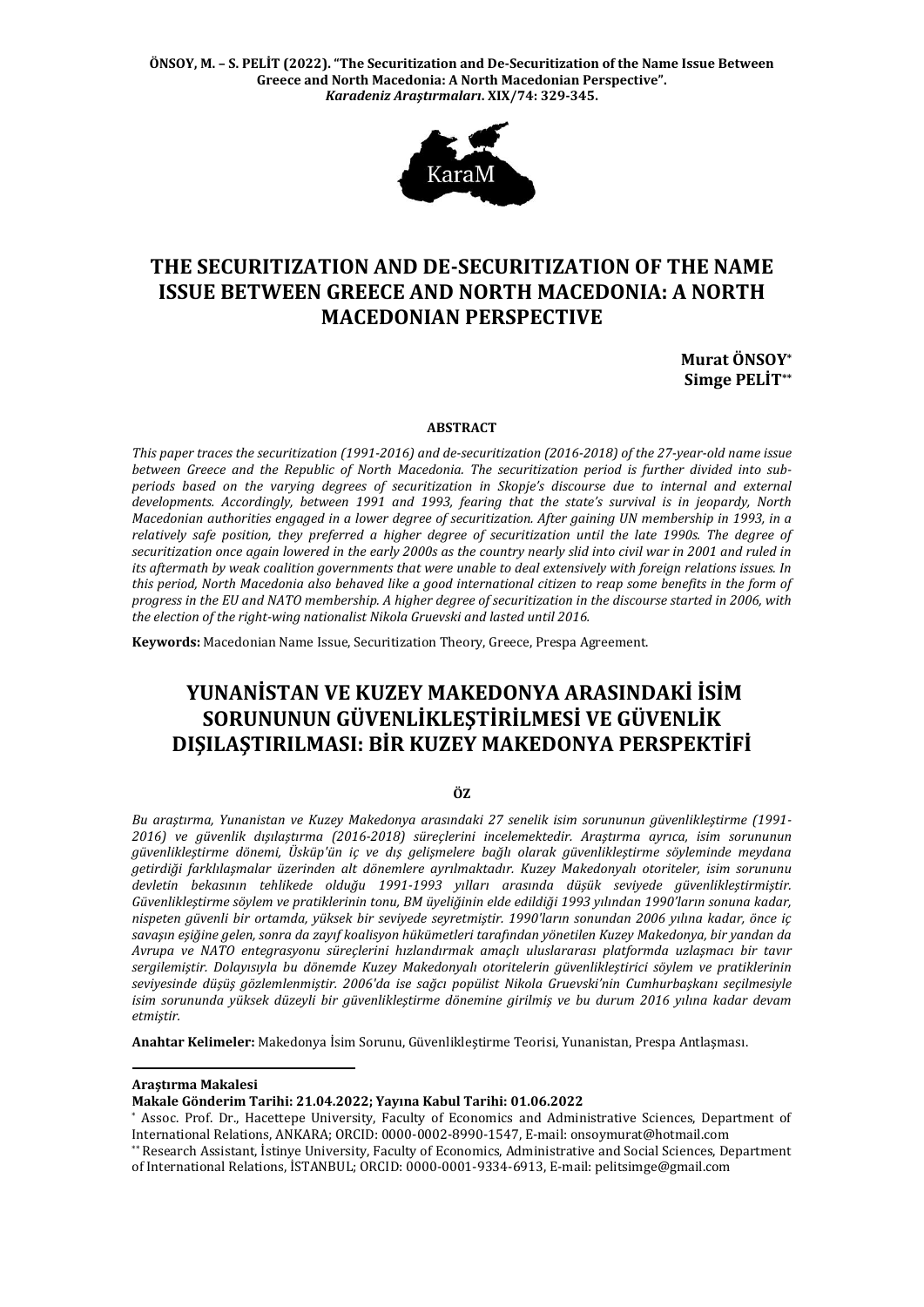**ÖNSOY, M. – S. PELİT (2022). "The Securitization and De-Securitization of the Name Issue Between Greece and North Macedonia: A North Macedonian Perspective".**
***Karadeniz Araştırmaları*. XIX/74: 329-345.**

# THE SECURITIZATION AND DE-SECURITIZATION OF THE NAME ISSUE BETWEEN GREECE AND NORTH MACEDONIA: A NORTH MACEDONIAN PERSPECTIVE

**Murat ÖNSOY***
**Simge PELİT****

### ABSTRACT

*This paper traces the securitization (1991-2016) and de-securitization (2016-2018) of the 27-year-old name issue between Greece and the Republic of North Macedonia. The securitization period is further divided into sub-periods based on the varying degrees of securitization in Skopje's discourse due to internal and external developments. Accordingly, between 1991 and 1993, fearing that the state's survival is in jeopardy, North Macedonian authorities engaged in a lower degree of securitization. After gaining UN membership in 1993, in a relatively safe position, they preferred a higher degree of securitization until the late 1990s. The degree of securitization once again lowered in the early 2000s as the country nearly slid into civil war in 2001 and ruled in its aftermath by weak coalition governments that were unable to deal extensively with foreign relations issues. In this period, North Macedonia also behaved like a good international citizen to reap some benefits in the form of progress in the EU and NATO membership. A higher degree of securitization in the discourse started in 2006, with the election of the right-wing nationalist Nikola Gruevski and lasted until 2016.*

**Keywords:** Macedonian Name Issue, Securitization Theory, Greece, Prespa Agreement.

# YUNANİSTAN VE KUZEY MAKEDONYA ARASINDAKİ İSİM SORUNUNUN GÜVENLİKLEŞTİRİLMESİ VE GÜVENLİK DIŞILAŞTIRILMASI: BİR KUZEY MAKEDONYA PERSPEKTİFİ

### ÖZ

*Bu araştırma, Yunanistan ve Kuzey Makedonya arasındaki 27 senelik isim sorununun güvenlikleştirme (1991-2016) ve güvenlik dışılaştırma (2016-2018) süreçlerini incelemektedir. Araştırma ayrıca, isim sorununun güvenlikleştirme dönemi, Üsküp'ün iç ve dış gelişmelere bağlı olarak güvenlikleştirme söyleminde meydana getirdiği farklılaşmalar üzerinden alt dönemlere ayrılmaktadır. Kuzey Makedonyalı otoriteler, isim sorununu devletin bekasının tehlikede olduğu 1991-1993 yılları arasında düşük seviyede güvenlikleştirmiştir. Güvenlikleştirme söylem ve pratiklerinin tonu, BM üyeliğinin elde edildiği 1993 yılından 1990'ların sonuna kadar, nispeten güvenli bir ortamda, yüksek bir seviyede seyretmiştir. 1990'ların sonundan 2006 yılına kadar, önce iç savaşın eşiğine gelen, sonra da zayıf koalisyon hükümetleri tarafından yönetilen Kuzey Makedonya, bir yandan da Avrupa ve NATO entegrasyonu süreçlerini hızlandırmak amaçlı uluslararası platformda uzlaşmacı bir tavır sergilemiştir. Dolayısıyla bu dönemde Kuzey Makedonyalı otoritelerin güvenlikleştirici söylem ve pratiklerinin seviyesinde düşüş gözlemlenmiştir. 2006'da ise sağcı popülist Nikola Gruevski'nin Cumhurbaşkanı seçilmesiyle isim sorununda yüksek düzeyli bir güvenlikleştirme dönemine girilmiş ve bu durum 2016 yılına kadar devam etmiştir.*

**Anahtar Kelimeler:** Makedonya İsim Sorunu, Güvenlikleştirme Teorisi, Yunanistan, Prespa Antlaşması.

---

**Araştırma Makalesi**
**Makale Gönderim Tarihi: 21.04.2022; Yayına Kabul Tarihi: 01.06.2022**

\* Assoc. Prof. Dr., Hacettepe University, Faculty of Economics and Administrative Sciences, Department of International Relations, ANKARA; ORCID: 0000-0002-8990-1547, E-mail: onsoymurat@hotmail.com

\*\* Research Assistant, İstinye University, Faculty of Economics, Administrative and Social Sciences, Department of International Relations, İSTANBUL; ORCID: 0000-0001-9334-6913, E-mail: pelitsimge@gmail.com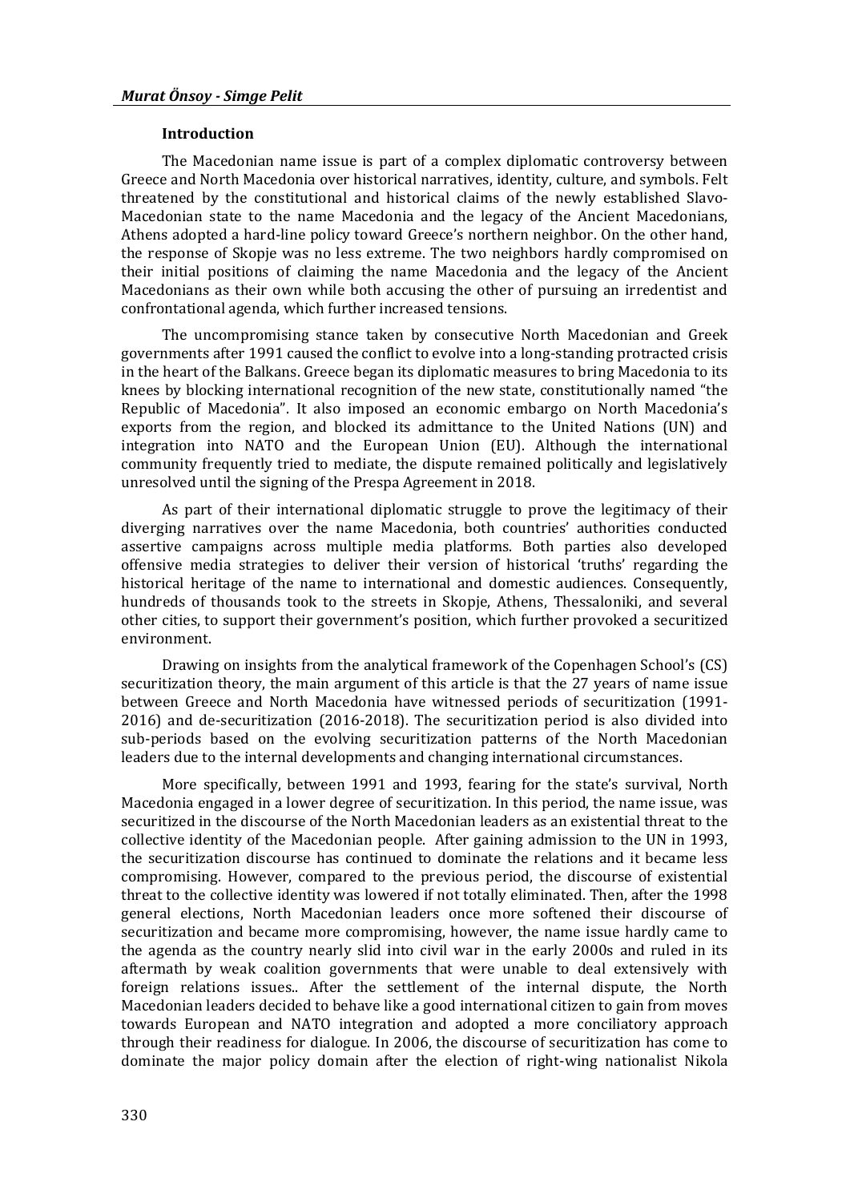### Introduction

The Macedonian name issue is part of a complex diplomatic controversy between Greece and North Macedonia over historical narratives, identity, culture, and symbols. Felt threatened by the constitutional and historical claims of the newly established Slavo-Macedonian state to the name Macedonia and the legacy of the Ancient Macedonians, Athens adopted a hard-line policy toward Greece's northern neighbor. On the other hand, the response of Skopje was no less extreme. The two neighbors hardly compromised on their initial positions of claiming the name Macedonia and the legacy of the Ancient Macedonians as their own while both accusing the other of pursuing an irredentist and confrontational agenda, which further increased tensions.

The uncompromising stance taken by consecutive North Macedonian and Greek governments after 1991 caused the conflict to evolve into a long-standing protracted crisis in the heart of the Balkans. Greece began its diplomatic measures to bring Macedonia to its knees by blocking international recognition of the new state, constitutionally named "the Republic of Macedonia". It also imposed an economic embargo on North Macedonia's exports from the region, and blocked its admittance to the United Nations (UN) and integration into NATO and the European Union (EU). Although the international community frequently tried to mediate, the dispute remained politically and legislatively unresolved until the signing of the Prespa Agreement in 2018.

As part of their international diplomatic struggle to prove the legitimacy of their diverging narratives over the name Macedonia, both countries' authorities conducted assertive campaigns across multiple media platforms. Both parties also developed offensive media strategies to deliver their version of historical 'truths' regarding the historical heritage of the name to international and domestic audiences. Consequently, hundreds of thousands took to the streets in Skopje, Athens, Thessaloniki, and several other cities, to support their government's position, which further provoked a securitized environment.

Drawing on insights from the analytical framework of the Copenhagen School's (CS) securitization theory, the main argument of this article is that the 27 years of name issue between Greece and North Macedonia have witnessed periods of securitization (1991-2016) and de-securitization (2016-2018). The securitization period is also divided into sub-periods based on the evolving securitization patterns of the North Macedonian leaders due to the internal developments and changing international circumstances.

More specifically, between 1991 and 1993, fearing for the state's survival, North Macedonia engaged in a lower degree of securitization. In this period, the name issue, was securitized in the discourse of the North Macedonian leaders as an existential threat to the collective identity of the Macedonian people. After gaining admission to the UN in 1993, the securitization discourse has continued to dominate the relations and it became less compromising. However, compared to the previous period, the discourse of existential threat to the collective identity was lowered if not totally eliminated. Then, after the 1998 general elections, North Macedonian leaders once more softened their discourse of securitization and became more compromising, however, the name issue hardly came to the agenda as the country nearly slid into civil war in the early 2000s and ruled in its aftermath by weak coalition governments that were unable to deal extensively with foreign relations issues.. After the settlement of the internal dispute, the North Macedonian leaders decided to behave like a good international citizen to gain from moves towards European and NATO integration and adopted a more conciliatory approach through their readiness for dialogue. In 2006, the discourse of securitization has come to dominate the major policy domain after the election of right-wing nationalist Nikola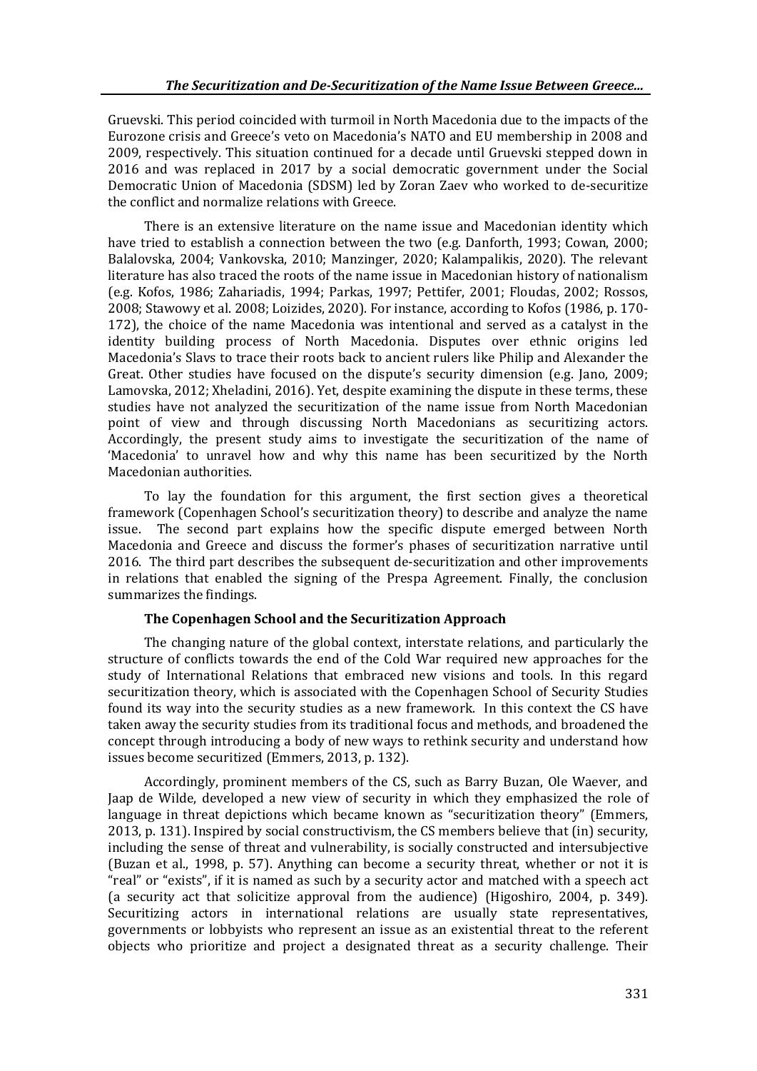Gruevski. This period coincided with turmoil in North Macedonia due to the impacts of the Eurozone crisis and Greece's veto on Macedonia's NATO and EU membership in 2008 and 2009, respectively. This situation continued for a decade until Gruevski stepped down in 2016 and was replaced in 2017 by a social democratic government under the Social Democratic Union of Macedonia (SDSM) led by Zoran Zaev who worked to de-securitize the conflict and normalize relations with Greece.

There is an extensive literature on the name issue and Macedonian identity which have tried to establish a connection between the two (e.g. Danforth, 1993; Cowan, 2000; Balalovska, 2004; Vankovska, 2010; Manzinger, 2020; Kalampalikis, 2020). The relevant literature has also traced the roots of the name issue in Macedonian history of nationalism (e.g. Kofos, 1986; Zahariadis, 1994; Parkas, 1997; Pettifer, 2001; Floudas, 2002; Rossos, 2008; Stawowy et al. 2008; Loizides, 2020). For instance, according to Kofos (1986, p. 170-172), the choice of the name Macedonia was intentional and served as a catalyst in the identity building process of North Macedonia. Disputes over ethnic origins led Macedonia's Slavs to trace their roots back to ancient rulers like Philip and Alexander the Great. Other studies have focused on the dispute's security dimension (e.g. Jano, 2009; Lamovska, 2012; Xheladini, 2016). Yet, despite examining the dispute in these terms, these studies have not analyzed the securitization of the name issue from North Macedonian point of view and through discussing North Macedonians as securitizing actors. Accordingly, the present study aims to investigate the securitization of the name of 'Macedonia' to unravel how and why this name has been securitized by the North Macedonian authorities.

To lay the foundation for this argument, the first section gives a theoretical framework (Copenhagen School's securitization theory) to describe and analyze the name issue. The second part explains how the specific dispute emerged between North Macedonia and Greece and discuss the former's phases of securitization narrative until 2016. The third part describes the subsequent de-securitization and other improvements in relations that enabled the signing of the Prespa Agreement. Finally, the conclusion summarizes the findings.

## The Copenhagen School and the Securitization Approach

The changing nature of the global context, interstate relations, and particularly the structure of conflicts towards the end of the Cold War required new approaches for the study of International Relations that embraced new visions and tools. In this regard securitization theory, which is associated with the Copenhagen School of Security Studies found its way into the security studies as a new framework. In this context the CS have taken away the security studies from its traditional focus and methods, and broadened the concept through introducing a body of new ways to rethink security and understand how issues become securitized (Emmers, 2013, p. 132).

Accordingly, prominent members of the CS, such as Barry Buzan, Ole Waever, and Jaap de Wilde, developed a new view of security in which they emphasized the role of language in threat depictions which became known as "securitization theory" (Emmers, 2013, p. 131). Inspired by social constructivism, the CS members believe that (in) security, including the sense of threat and vulnerability, is socially constructed and intersubjective (Buzan et al., 1998, p. 57). Anything can become a security threat, whether or not it is "real" or "exists", if it is named as such by a security actor and matched with a speech act (a security act that solicitize approval from the audience) (Higoshiro, 2004, p. 349). Securitizing actors in international relations are usually state representatives, governments or lobbyists who represent an issue as an existential threat to the referent objects who prioritize and project a designated threat as a security challenge. Their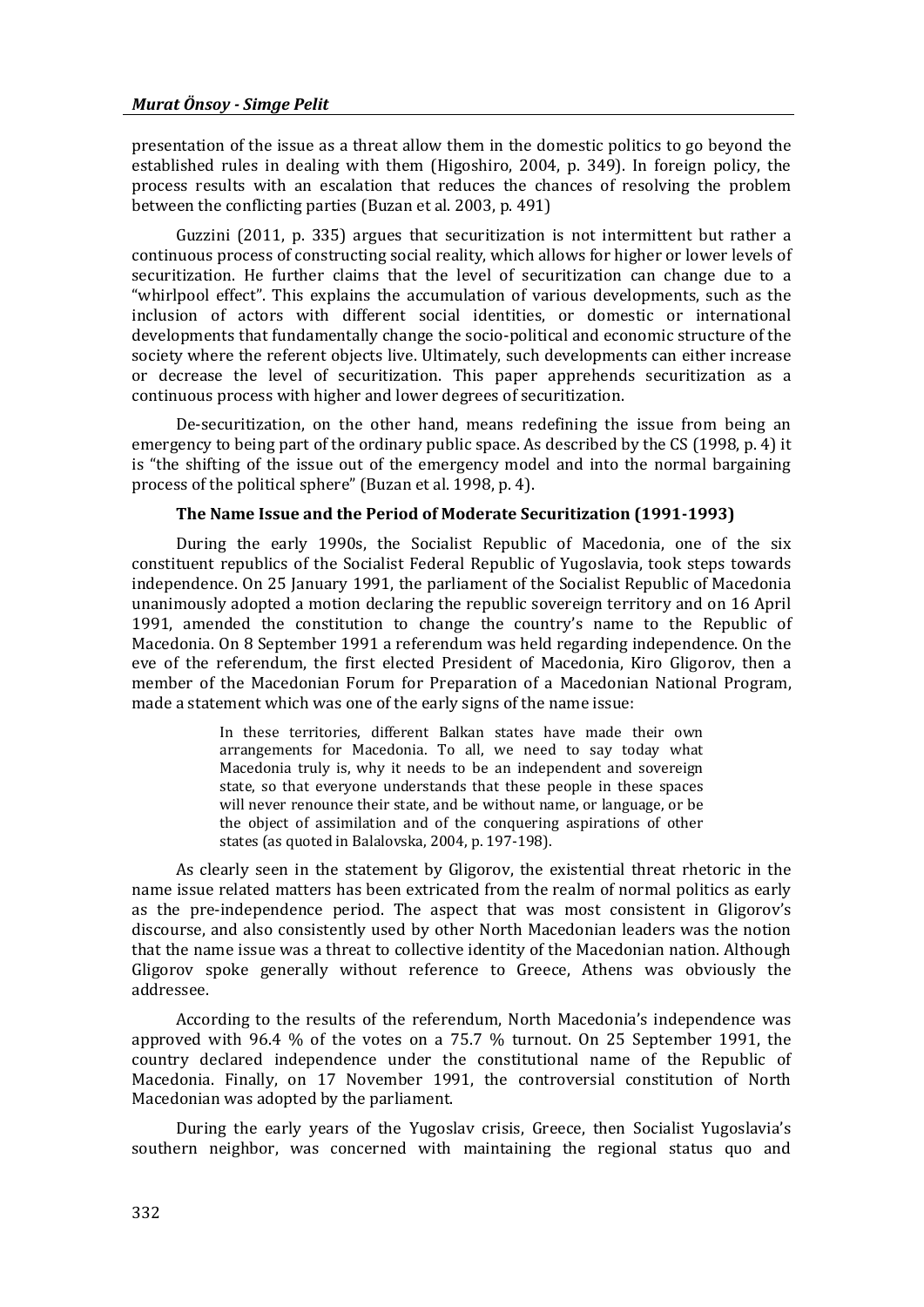presentation of the issue as a threat allow them in the domestic politics to go beyond the established rules in dealing with them (Higoshiro, 2004, p. 349). In foreign policy, the process results with an escalation that reduces the chances of resolving the problem between the conflicting parties (Buzan et al. 2003, p. 491)

Guzzini (2011, p. 335) argues that securitization is not intermittent but rather a continuous process of constructing social reality, which allows for higher or lower levels of securitization. He further claims that the level of securitization can change due to a "whirlpool effect". This explains the accumulation of various developments, such as the inclusion of actors with different social identities, or domestic or international developments that fundamentally change the socio-political and economic structure of the society where the referent objects live. Ultimately, such developments can either increase or decrease the level of securitization. This paper apprehends securitization as a continuous process with higher and lower degrees of securitization.

De-securitization, on the other hand, means redefining the issue from being an emergency to being part of the ordinary public space. As described by the CS (1998, p. 4) it is "the shifting of the issue out of the emergency model and into the normal bargaining process of the political sphere" (Buzan et al. 1998, p. 4).

### The Name Issue and the Period of Moderate Securitization (1991-1993)

During the early 1990s, the Socialist Republic of Macedonia, one of the six constituent republics of the Socialist Federal Republic of Yugoslavia, took steps towards independence. On 25 January 1991, the parliament of the Socialist Republic of Macedonia unanimously adopted a motion declaring the republic sovereign territory and on 16 April 1991, amended the constitution to change the country's name to the Republic of Macedonia. On 8 September 1991 a referendum was held regarding independence. On the eve of the referendum, the first elected President of Macedonia, Kiro Gligorov, then a member of the Macedonian Forum for Preparation of a Macedonian National Program, made a statement which was one of the early signs of the name issue:

> In these territories, different Balkan states have made their own arrangements for Macedonia. To all, we need to say today what Macedonia truly is, why it needs to be an independent and sovereign state, so that everyone understands that these people in these spaces will never renounce their state, and be without name, or language, or be the object of assimilation and of the conquering aspirations of other states (as quoted in Balalovska, 2004, p. 197-198).

As clearly seen in the statement by Gligorov, the existential threat rhetoric in the name issue related matters has been extricated from the realm of normal politics as early as the pre-independence period. The aspect that was most consistent in Gligorov's discourse, and also consistently used by other North Macedonian leaders was the notion that the name issue was a threat to collective identity of the Macedonian nation. Although Gligorov spoke generally without reference to Greece, Athens was obviously the addressee.

According to the results of the referendum, North Macedonia's independence was approved with 96.4 % of the votes on a 75.7 % turnout. On 25 September 1991, the country declared independence under the constitutional name of the Republic of Macedonia. Finally, on 17 November 1991, the controversial constitution of North Macedonian was adopted by the parliament.

During the early years of the Yugoslav crisis, Greece, then Socialist Yugoslavia's southern neighbor, was concerned with maintaining the regional status quo and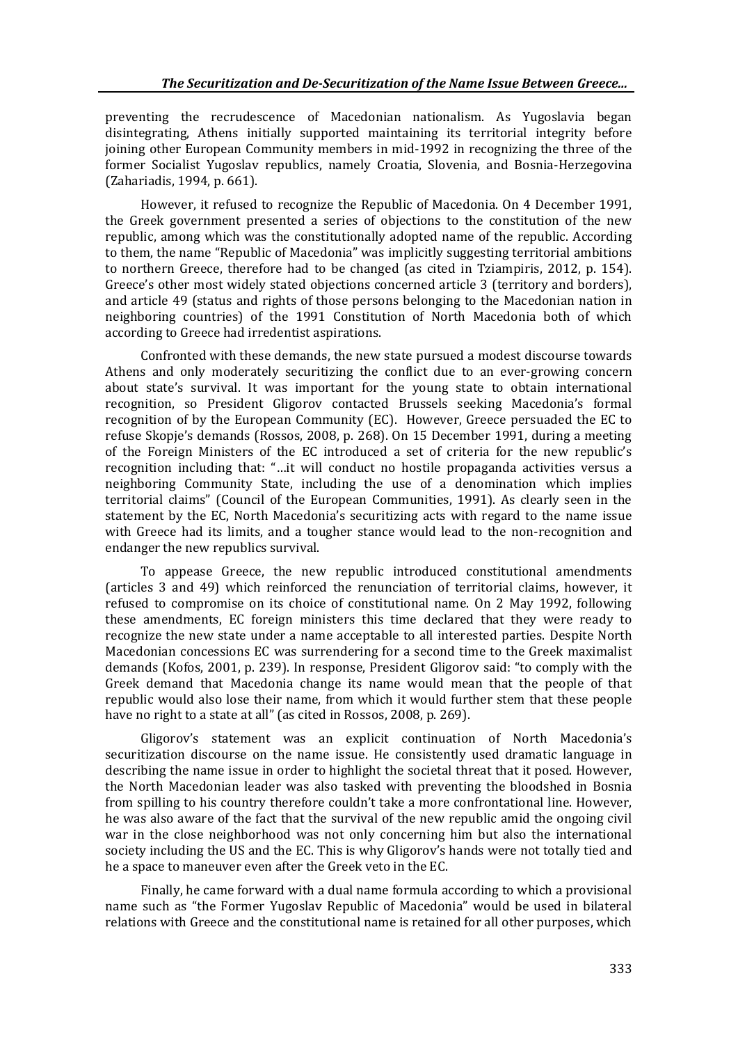preventing the recrudescence of Macedonian nationalism. As Yugoslavia began disintegrating, Athens initially supported maintaining its territorial integrity before joining other European Community members in mid-1992 in recognizing the three of the former Socialist Yugoslav republics, namely Croatia, Slovenia, and Bosnia-Herzegovina (Zahariadis, 1994, p. 661).

However, it refused to recognize the Republic of Macedonia. On 4 December 1991, the Greek government presented a series of objections to the constitution of the new republic, among which was the constitutionally adopted name of the republic. According to them, the name "Republic of Macedonia" was implicitly suggesting territorial ambitions to northern Greece, therefore had to be changed (as cited in Tziampiris, 2012, p. 154). Greece's other most widely stated objections concerned article 3 (territory and borders), and article 49 (status and rights of those persons belonging to the Macedonian nation in neighboring countries) of the 1991 Constitution of North Macedonia both of which according to Greece had irredentist aspirations.

Confronted with these demands, the new state pursued a modest discourse towards Athens and only moderately securitizing the conflict due to an ever-growing concern about state's survival. It was important for the young state to obtain international recognition, so President Gligorov contacted Brussels seeking Macedonia's formal recognition of by the European Community (EC). However, Greece persuaded the EC to refuse Skopje's demands (Rossos, 2008, p. 268). On 15 December 1991, during a meeting of the Foreign Ministers of the EC introduced a set of criteria for the new republic's recognition including that: "…it will conduct no hostile propaganda activities versus a neighboring Community State, including the use of a denomination which implies territorial claims" (Council of the European Communities, 1991). As clearly seen in the statement by the EC, North Macedonia's securitizing acts with regard to the name issue with Greece had its limits, and a tougher stance would lead to the non-recognition and endanger the new republics survival.

To appease Greece, the new republic introduced constitutional amendments (articles 3 and 49) which reinforced the renunciation of territorial claims, however, it refused to compromise on its choice of constitutional name. On 2 May 1992, following these amendments, EC foreign ministers this time declared that they were ready to recognize the new state under a name acceptable to all interested parties. Despite North Macedonian concessions EC was surrendering for a second time to the Greek maximalist demands (Kofos, 2001, p. 239). In response, President Gligorov said: "to comply with the Greek demand that Macedonia change its name would mean that the people of that republic would also lose their name, from which it would further stem that these people have no right to a state at all" (as cited in Rossos, 2008, p. 269).

Gligorov's statement was an explicit continuation of North Macedonia's securitization discourse on the name issue. He consistently used dramatic language in describing the name issue in order to highlight the societal threat that it posed. However, the North Macedonian leader was also tasked with preventing the bloodshed in Bosnia from spilling to his country therefore couldn't take a more confrontational line. However, he was also aware of the fact that the survival of the new republic amid the ongoing civil war in the close neighborhood was not only concerning him but also the international society including the US and the EC. This is why Gligorov's hands were not totally tied and he a space to maneuver even after the Greek veto in the EC.

Finally, he came forward with a dual name formula according to which a provisional name such as "the Former Yugoslav Republic of Macedonia" would be used in bilateral relations with Greece and the constitutional name is retained for all other purposes, which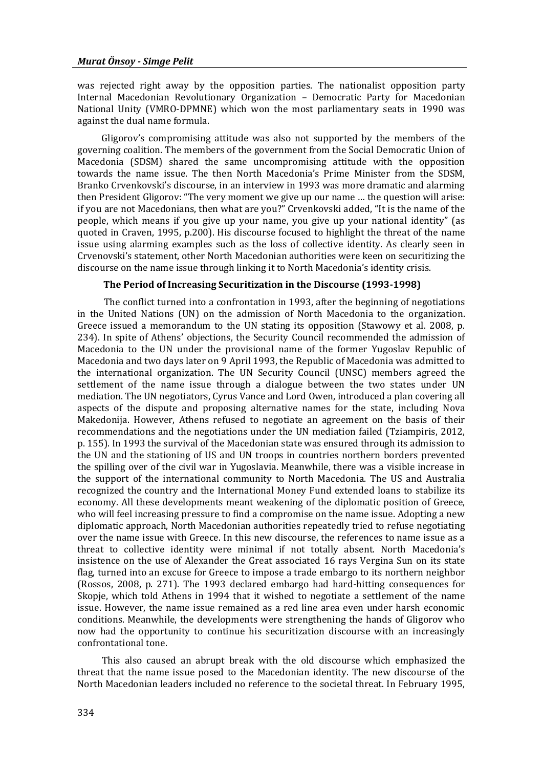was rejected right away by the opposition parties. The nationalist opposition party Internal Macedonian Revolutionary Organization – Democratic Party for Macedonian National Unity (VMRO-DPMNE) which won the most parliamentary seats in 1990 was against the dual name formula.

Gligorov's compromising attitude was also not supported by the members of the governing coalition. The members of the government from the Social Democratic Union of Macedonia (SDSM) shared the same uncompromising attitude with the opposition towards the name issue. The then North Macedonia's Prime Minister from the SDSM, Branko Crvenkovski's discourse, in an interview in 1993 was more dramatic and alarming then President Gligorov: "The very moment we give up our name … the question will arise: if you are not Macedonians, then what are you?" Crvenkovski added, "It is the name of the people, which means if you give up your name, you give up your national identity" (as quoted in Craven, 1995, p.200). His discourse focused to highlight the threat of the name issue using alarming examples such as the loss of collective identity. As clearly seen in Crvenovski's statement, other North Macedonian authorities were keen on securitizing the discourse on the name issue through linking it to North Macedonia's identity crisis.

### The Period of Increasing Securitization in the Discourse (1993-1998)

The conflict turned into a confrontation in 1993, after the beginning of negotiations in the United Nations (UN) on the admission of North Macedonia to the organization. Greece issued a memorandum to the UN stating its opposition (Stawowy et al. 2008, p. 234). In spite of Athens' objections, the Security Council recommended the admission of Macedonia to the UN under the provisional name of the former Yugoslav Republic of Macedonia and two days later on 9 April 1993, the Republic of Macedonia was admitted to the international organization. The UN Security Council (UNSC) members agreed the settlement of the name issue through a dialogue between the two states under UN mediation. The UN negotiators, Cyrus Vance and Lord Owen, introduced a plan covering all aspects of the dispute and proposing alternative names for the state, including Nova Makedonija. However, Athens refused to negotiate an agreement on the basis of their recommendations and the negotiations under the UN mediation failed (Tziampiris, 2012, p. 155). In 1993 the survival of the Macedonian state was ensured through its admission to the UN and the stationing of US and UN troops in countries northern borders prevented the spilling over of the civil war in Yugoslavia. Meanwhile, there was a visible increase in the support of the international community to North Macedonia. The US and Australia recognized the country and the International Money Fund extended loans to stabilize its economy. All these developments meant weakening of the diplomatic position of Greece, who will feel increasing pressure to find a compromise on the name issue. Adopting a new diplomatic approach, North Macedonian authorities repeatedly tried to refuse negotiating over the name issue with Greece. In this new discourse, the references to name issue as a threat to collective identity were minimal if not totally absent. North Macedonia's insistence on the use of Alexander the Great associated 16 rays Vergina Sun on its state flag, turned into an excuse for Greece to impose a trade embargo to its northern neighbor (Rossos, 2008, p. 271). The 1993 declared embargo had hard-hitting consequences for Skopje, which told Athens in 1994 that it wished to negotiate a settlement of the name issue. However, the name issue remained as a red line area even under harsh economic conditions. Meanwhile, the developments were strengthening the hands of Gligorov who now had the opportunity to continue his securitization discourse with an increasingly confrontational tone.

This also caused an abrupt break with the old discourse which emphasized the threat that the name issue posed to the Macedonian identity. The new discourse of the North Macedonian leaders included no reference to the societal threat. In February 1995,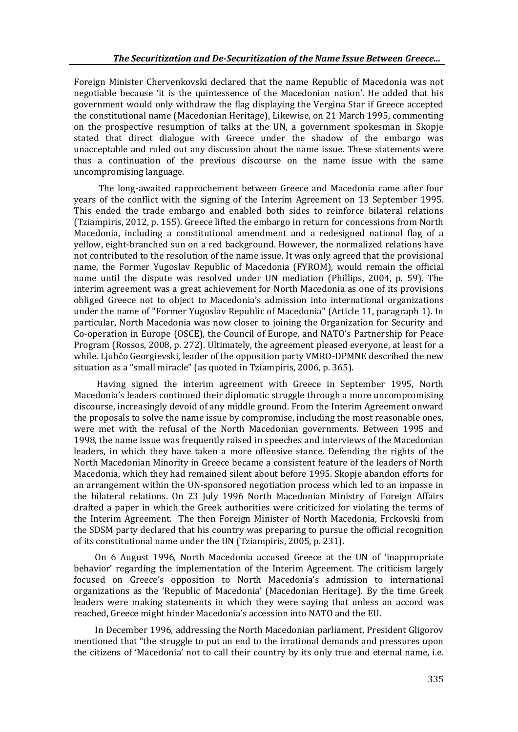Foreign Minister Chervenkovski declared that the name Republic of Macedonia was not negotiable because 'it is the quintessence of the Macedonian nation'. He added that his government would only withdraw the flag displaying the Vergina Star if Greece accepted the constitutional name (Macedonian Heritage). Likewise, on 21 March 1995, commenting on the prospective resumption of talks at the UN, a government spokesman in Skopje stated that direct dialogue with Greece under the shadow of the embargo was unacceptable and ruled out any discussion about the name issue. These statements were thus a continuation of the previous discourse on the name issue with the same uncompromising language.

The long-awaited rapprochement between Greece and Macedonia came after four years of the conflict with the signing of the Interim Agreement on 13 September 1995. This ended the trade embargo and enabled both sides to reinforce bilateral relations (Tziampiris, 2012, p. 155). Greece lifted the embargo in return for concessions from North Macedonia, including a constitutional amendment and a redesigned national flag of a yellow, eight-branched sun on a red background. However, the normalized relations have not contributed to the resolution of the name issue. It was only agreed that the provisional name, the Former Yugoslav Republic of Macedonia (FYROM), would remain the official name until the dispute was resolved under UN mediation (Phillips, 2004, p. 59). The interim agreement was a great achievement for North Macedonia as one of its provisions obliged Greece not to object to Macedonia's admission into international organizations under the name of "Former Yugoslav Republic of Macedonia" (Article 11, paragraph 1). In particular, North Macedonia was now closer to joining the Organization for Security and Co-operation in Europe (OSCE), the Council of Europe, and NATO's Partnership for Peace Program (Rossos, 2008, p. 272). Ultimately, the agreement pleased everyone, at least for a while. Ljubčo Georgievski, leader of the opposition party VMRO-DPMNE described the new situation as a "small miracle" (as quoted in Tziampiris, 2006, p. 365).

Having signed the interim agreement with Greece in September 1995, North Macedonia's leaders continued their diplomatic struggle through a more uncompromising discourse, increasingly devoid of any middle ground. From the Interim Agreement onward the proposals to solve the name issue by compromise, including the most reasonable ones, were met with the refusal of the North Macedonian governments. Between 1995 and 1998, the name issue was frequently raised in speeches and interviews of the Macedonian leaders, in which they have taken a more offensive stance. Defending the rights of the North Macedonian Minority in Greece became a consistent feature of the leaders of North Macedonia, which they had remained silent about before 1995. Skopje abandon efforts for an arrangement within the UN-sponsored negotiation process which led to an impasse in the bilateral relations. On 23 July 1996 North Macedonian Ministry of Foreign Affairs drafted a paper in which the Greek authorities were criticized for violating the terms of the Interim Agreement. The then Foreign Minister of North Macedonia, Frckovski from the SDSM party declared that his country was preparing to pursue the official recognition of its constitutional name under the UN (Tziampiris, 2005, p. 231).

On 6 August 1996, North Macedonia accused Greece at the UN of 'inappropriate behavior' regarding the implementation of the Interim Agreement. The criticism largely focused on Greece's opposition to North Macedonia's admission to international organizations as the 'Republic of Macedonia' (Macedonian Heritage). By the time Greek leaders were making statements in which they were saying that unless an accord was reached, Greece might hinder Macedonia's accession into NATO and the EU.

In December 1996, addressing the North Macedonian parliament, President Gligorov mentioned that "the struggle to put an end to the irrational demands and pressures upon the citizens of 'Macedonia' not to call their country by its only true and eternal name, i.e.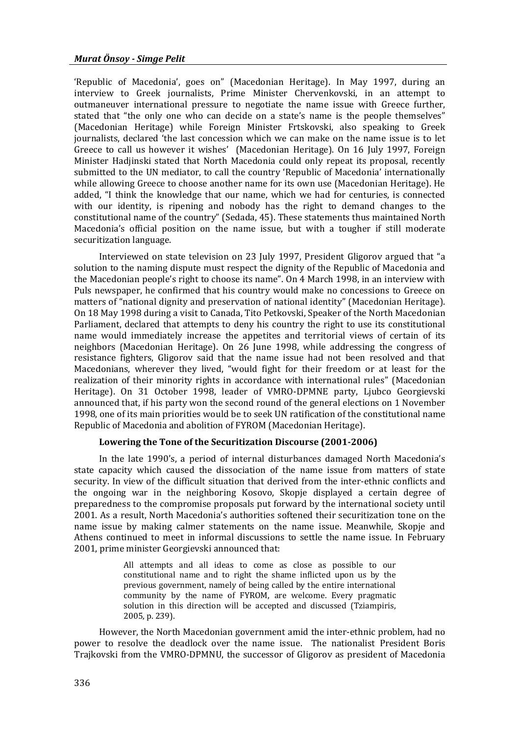'Republic of Macedonia', goes on" (Macedonian Heritage). In May 1997, during an interview to Greek journalists, Prime Minister Chervenkovski, in an attempt to outmaneuver international pressure to negotiate the name issue with Greece further, stated that "the only one who can decide on a state's name is the people themselves" (Macedonian Heritage) while Foreign Minister Frtskovski, also speaking to Greek journalists, declared 'the last concession which we can make on the name issue is to let Greece to call us however it wishes' (Macedonian Heritage). On 16 July 1997, Foreign Minister Hadjinski stated that North Macedonia could only repeat its proposal, recently submitted to the UN mediator, to call the country 'Republic of Macedonia' internationally while allowing Greece to choose another name for its own use (Macedonian Heritage). He added, "I think the knowledge that our name, which we had for centuries, is connected with our identity, is ripening and nobody has the right to demand changes to the constitutional name of the country" (Sedada, 45). These statements thus maintained North Macedonia's official position on the name issue, but with a tougher if still moderate securitization language.

Interviewed on state television on 23 July 1997, President Gligorov argued that "a solution to the naming dispute must respect the dignity of the Republic of Macedonia and the Macedonian people's right to choose its name". On 4 March 1998, in an interview with Puls newspaper, he confirmed that his country would make no concessions to Greece on matters of "national dignity and preservation of national identity" (Macedonian Heritage). On 18 May 1998 during a visit to Canada, Tito Petkovski, Speaker of the North Macedonian Parliament, declared that attempts to deny his country the right to use its constitutional name would immediately increase the appetites and territorial views of certain of its neighbors (Macedonian Heritage). On 26 June 1998, while addressing the congress of resistance fighters, Gligorov said that the name issue had not been resolved and that Macedonians, wherever they lived, "would fight for their freedom or at least for the realization of their minority rights in accordance with international rules" (Macedonian Heritage). On 31 October 1998, leader of VMRO-DPMNE party, Ljubco Georgievski announced that, if his party won the second round of the general elections on 1 November 1998, one of its main priorities would be to seek UN ratification of the constitutional name Republic of Macedonia and abolition of FYROM (Macedonian Heritage).

### Lowering the Tone of the Securitization Discourse (2001-2006)

In the late 1990's, a period of internal disturbances damaged North Macedonia's state capacity which caused the dissociation of the name issue from matters of state security. In view of the difficult situation that derived from the inter-ethnic conflicts and the ongoing war in the neighboring Kosovo, Skopje displayed a certain degree of preparedness to the compromise proposals put forward by the international society until 2001. As a result, North Macedonia's authorities softened their securitization tone on the name issue by making calmer statements on the name issue. Meanwhile, Skopje and Athens continued to meet in informal discussions to settle the name issue. In February 2001, prime minister Georgievski announced that:

> All attempts and all ideas to come as close as possible to our constitutional name and to right the shame inflicted upon us by the previous government, namely of being called by the entire international community by the name of FYROM, are welcome. Every pragmatic solution in this direction will be accepted and discussed (Tziampiris, 2005, p. 239).

However, the North Macedonian government amid the inter-ethnic problem, had no power to resolve the deadlock over the name issue. The nationalist President Boris Trajkovski from the VMRO-DPMNU, the successor of Gligorov as president of Macedonia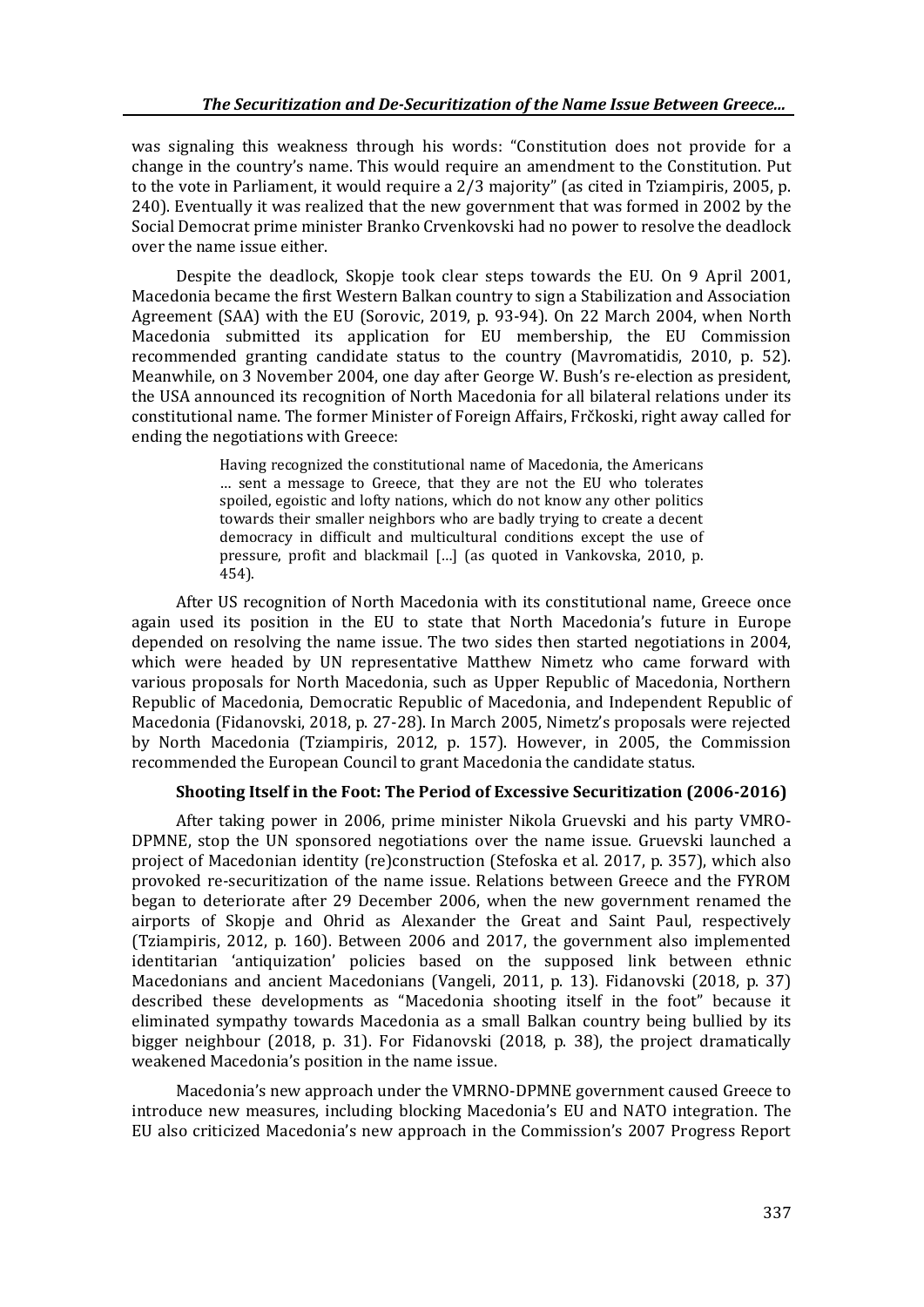was signaling this weakness through his words: "Constitution does not provide for a change in the country's name. This would require an amendment to the Constitution. Put to the vote in Parliament, it would require a 2/3 majority" (as cited in Tziampiris, 2005, p. 240). Eventually it was realized that the new government that was formed in 2002 by the Social Democrat prime minister Branko Crvenkovski had no power to resolve the deadlock over the name issue either.

Despite the deadlock, Skopje took clear steps towards the EU. On 9 April 2001, Macedonia became the first Western Balkan country to sign a Stabilization and Association Agreement (SAA) with the EU (Sorovic, 2019, p. 93-94). On 22 March 2004, when North Macedonia submitted its application for EU membership, the EU Commission recommended granting candidate status to the country (Mavromatidis, 2010, p. 52). Meanwhile, on 3 November 2004, one day after George W. Bush's re-election as president, the USA announced its recognition of North Macedonia for all bilateral relations under its constitutional name. The former Minister of Foreign Affairs, Frčkoski, right away called for ending the negotiations with Greece:

> Having recognized the constitutional name of Macedonia, the Americans … sent a message to Greece, that they are not the EU who tolerates spoiled, egoistic and lofty nations, which do not know any other politics towards their smaller neighbors who are badly trying to create a decent democracy in difficult and multicultural conditions except the use of pressure, profit and blackmail […] (as quoted in Vankovska, 2010, p. 454).

After US recognition of North Macedonia with its constitutional name, Greece once again used its position in the EU to state that North Macedonia's future in Europe depended on resolving the name issue. The two sides then started negotiations in 2004, which were headed by UN representative Matthew Nimetz who came forward with various proposals for North Macedonia, such as Upper Republic of Macedonia, Northern Republic of Macedonia, Democratic Republic of Macedonia, and Independent Republic of Macedonia (Fidanovski, 2018, p. 27-28). In March 2005, Nimetz's proposals were rejected by North Macedonia (Tziampiris, 2012, p. 157). However, in 2005, the Commission recommended the European Council to grant Macedonia the candidate status.

### Shooting Itself in the Foot: The Period of Excessive Securitization (2006-2016)

After taking power in 2006, prime minister Nikola Gruevski and his party VMRO-DPMNE, stop the UN sponsored negotiations over the name issue. Gruevski launched a project of Macedonian identity (re)construction (Stefoska et al. 2017, p. 357), which also provoked re-securitization of the name issue. Relations between Greece and the FYROM began to deteriorate after 29 December 2006, when the new government renamed the airports of Skopje and Ohrid as Alexander the Great and Saint Paul, respectively (Tziampiris, 2012, p. 160). Between 2006 and 2017, the government also implemented identitarian 'antiquization' policies based on the supposed link between ethnic Macedonians and ancient Macedonians (Vangeli, 2011, p. 13). Fidanovski (2018, p. 37) described these developments as "Macedonia shooting itself in the foot" because it eliminated sympathy towards Macedonia as a small Balkan country being bullied by its bigger neighbour (2018, p. 31). For Fidanovski (2018, p. 38), the project dramatically weakened Macedonia's position in the name issue.

Macedonia's new approach under the VMRNO-DPMNE government caused Greece to introduce new measures, including blocking Macedonia's EU and NATO integration. The EU also criticized Macedonia's new approach in the Commission's 2007 Progress Report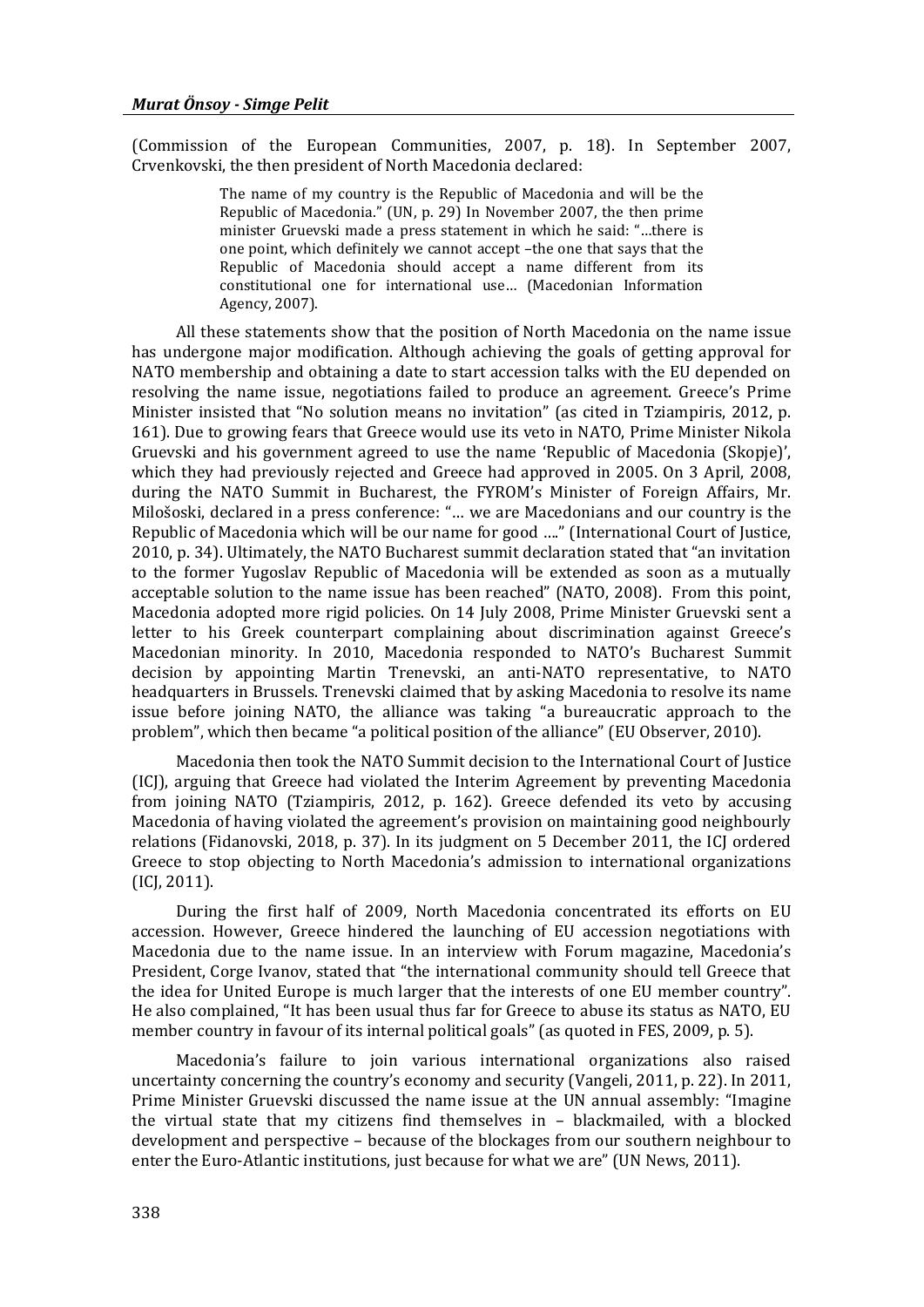(Commission of the European Communities, 2007, p. 18). In September 2007, Crvenkovski, the then president of North Macedonia declared:

> The name of my country is the Republic of Macedonia and will be the Republic of Macedonia." (UN, p. 29) In November 2007, the then prime minister Gruevski made a press statement in which he said: "…there is one point, which definitely we cannot accept –the one that says that the Republic of Macedonia should accept a name different from its constitutional one for international use… (Macedonian Information Agency, 2007).

All these statements show that the position of North Macedonia on the name issue has undergone major modification. Although achieving the goals of getting approval for NATO membership and obtaining a date to start accession talks with the EU depended on resolving the name issue, negotiations failed to produce an agreement. Greece's Prime Minister insisted that "No solution means no invitation" (as cited in Tziampiris, 2012, p. 161). Due to growing fears that Greece would use its veto in NATO, Prime Minister Nikola Gruevski and his government agreed to use the name 'Republic of Macedonia (Skopje)', which they had previously rejected and Greece had approved in 2005. On 3 April, 2008, during the NATO Summit in Bucharest, the FYROM's Minister of Foreign Affairs, Mr. Milošoski, declared in a press conference: "… we are Macedonians and our country is the Republic of Macedonia which will be our name for good …." (International Court of Justice, 2010, p. 34). Ultimately, the NATO Bucharest summit declaration stated that "an invitation to the former Yugoslav Republic of Macedonia will be extended as soon as a mutually acceptable solution to the name issue has been reached" (NATO, 2008). From this point, Macedonia adopted more rigid policies. On 14 July 2008, Prime Minister Gruevski sent a letter to his Greek counterpart complaining about discrimination against Greece's Macedonian minority. In 2010, Macedonia responded to NATO's Bucharest Summit decision by appointing Martin Trenevski, an anti-NATO representative, to NATO headquarters in Brussels. Trenevski claimed that by asking Macedonia to resolve its name issue before joining NATO, the alliance was taking "a bureaucratic approach to the problem", which then became "a political position of the alliance" (EU Observer, 2010).

Macedonia then took the NATO Summit decision to the International Court of Justice (ICJ), arguing that Greece had violated the Interim Agreement by preventing Macedonia from joining NATO (Tziampiris, 2012, p. 162). Greece defended its veto by accusing Macedonia of having violated the agreement's provision on maintaining good neighbourly relations (Fidanovski, 2018, p. 37). In its judgment on 5 December 2011, the ICJ ordered Greece to stop objecting to North Macedonia's admission to international organizations (ICJ, 2011).

During the first half of 2009, North Macedonia concentrated its efforts on EU accession. However, Greece hindered the launching of EU accession negotiations with Macedonia due to the name issue. In an interview with Forum magazine, Macedonia's President, Corge Ivanov, stated that "the international community should tell Greece that the idea for United Europe is much larger that the interests of one EU member country". He also complained, "It has been usual thus far for Greece to abuse its status as NATO, EU member country in favour of its internal political goals" (as quoted in FES, 2009, p. 5).

Macedonia's failure to join various international organizations also raised uncertainty concerning the country's economy and security (Vangeli, 2011, p. 22). In 2011, Prime Minister Gruevski discussed the name issue at the UN annual assembly: "Imagine the virtual state that my citizens find themselves in – blackmailed, with a blocked development and perspective – because of the blockages from our southern neighbour to enter the Euro-Atlantic institutions, just because for what we are" (UN News, 2011).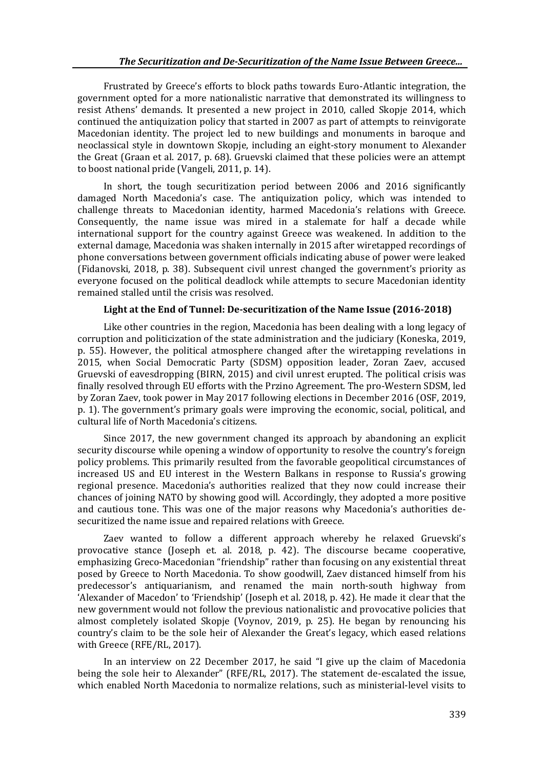Frustrated by Greece's efforts to block paths towards Euro-Atlantic integration, the government opted for a more nationalistic narrative that demonstrated its willingness to resist Athens' demands. It presented a new project in 2010, called Skopje 2014, which continued the antiquization policy that started in 2007 as part of attempts to reinvigorate Macedonian identity. The project led to new buildings and monuments in baroque and neoclassical style in downtown Skopje, including an eight-story monument to Alexander the Great (Graan et al. 2017, p. 68). Gruevski claimed that these policies were an attempt to boost national pride (Vangeli, 2011, p. 14).

In short, the tough securitization period between 2006 and 2016 significantly damaged North Macedonia's case. The antiquization policy, which was intended to challenge threats to Macedonian identity, harmed Macedonia's relations with Greece. Consequently, the name issue was mired in a stalemate for half a decade while international support for the country against Greece was weakened. In addition to the external damage, Macedonia was shaken internally in 2015 after wiretapped recordings of phone conversations between government officials indicating abuse of power were leaked (Fidanovski, 2018, p. 38). Subsequent civil unrest changed the government's priority as everyone focused on the political deadlock while attempts to secure Macedonian identity remained stalled until the crisis was resolved.

### Light at the End of Tunnel: De-securitization of the Name Issue (2016-2018)

Like other countries in the region, Macedonia has been dealing with a long legacy of corruption and politicization of the state administration and the judiciary (Koneska, 2019, p. 55). However, the political atmosphere changed after the wiretapping revelations in 2015, when Social Democratic Party (SDSM) opposition leader, Zoran Zaev, accused Gruevski of eavesdropping (BIRN, 2015) and civil unrest erupted. The political crisis was finally resolved through EU efforts with the Przino Agreement. The pro-Western SDSM, led by Zoran Zaev, took power in May 2017 following elections in December 2016 (OSF, 2019, p. 1). The government's primary goals were improving the economic, social, political, and cultural life of North Macedonia's citizens.

Since 2017, the new government changed its approach by abandoning an explicit security discourse while opening a window of opportunity to resolve the country's foreign policy problems. This primarily resulted from the favorable geopolitical circumstances of increased US and EU interest in the Western Balkans in response to Russia's growing regional presence. Macedonia's authorities realized that they now could increase their chances of joining NATO by showing good will. Accordingly, they adopted a more positive and cautious tone. This was one of the major reasons why Macedonia's authorities de-securitized the name issue and repaired relations with Greece.

Zaev wanted to follow a different approach whereby he relaxed Gruevski's provocative stance (Joseph et. al. 2018, p. 42). The discourse became cooperative, emphasizing Greco-Macedonian "friendship" rather than focusing on any existential threat posed by Greece to North Macedonia. To show goodwill, Zaev distanced himself from his predecessor's antiquarianism, and renamed the main north-south highway from 'Alexander of Macedon' to 'Friendship' (Joseph et al. 2018, p. 42). He made it clear that the new government would not follow the previous nationalistic and provocative policies that almost completely isolated Skopje (Voynov, 2019, p. 25). He began by renouncing his country's claim to be the sole heir of Alexander the Great's legacy, which eased relations with Greece (RFE/RL, 2017).

In an interview on 22 December 2017, he said "I give up the claim of Macedonia being the sole heir to Alexander" (RFE/RL, 2017). The statement de-escalated the issue, which enabled North Macedonia to normalize relations, such as ministerial-level visits to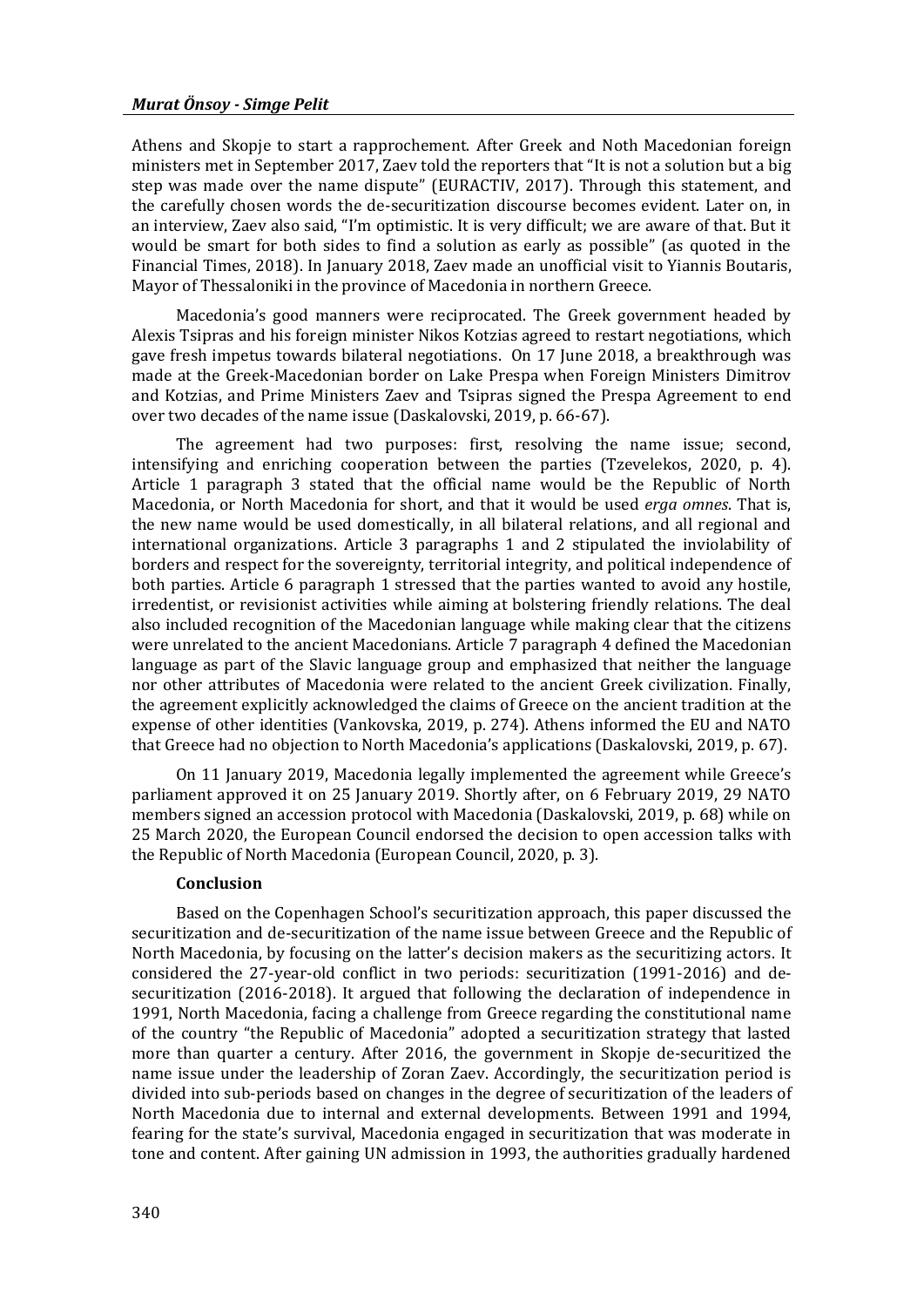Athens and Skopje to start a rapprochement. After Greek and Noth Macedonian foreign ministers met in September 2017, Zaev told the reporters that "It is not a solution but a big step was made over the name dispute" (EURACTIV, 2017). Through this statement, and the carefully chosen words the de-securitization discourse becomes evident. Later on, in an interview, Zaev also said, "I'm optimistic. It is very difficult; we are aware of that. But it would be smart for both sides to find a solution as early as possible" (as quoted in the Financial Times, 2018). In January 2018, Zaev made an unofficial visit to Yiannis Boutaris, Mayor of Thessaloniki in the province of Macedonia in northern Greece.

Macedonia's good manners were reciprocated. The Greek government headed by Alexis Tsipras and his foreign minister Nikos Kotzias agreed to restart negotiations, which gave fresh impetus towards bilateral negotiations. On 17 June 2018, a breakthrough was made at the Greek-Macedonian border on Lake Prespa when Foreign Ministers Dimitrov and Kotzias, and Prime Ministers Zaev and Tsipras signed the Prespa Agreement to end over two decades of the name issue (Daskalovski, 2019, p. 66-67).

The agreement had two purposes: first, resolving the name issue; second, intensifying and enriching cooperation between the parties (Tzevelekos, 2020, p. 4). Article 1 paragraph 3 stated that the official name would be the Republic of North Macedonia, or North Macedonia for short, and that it would be used *erga omnes*. That is, the new name would be used domestically, in all bilateral relations, and all regional and international organizations. Article 3 paragraphs 1 and 2 stipulated the inviolability of borders and respect for the sovereignty, territorial integrity, and political independence of both parties. Article 6 paragraph 1 stressed that the parties wanted to avoid any hostile, irredentist, or revisionist activities while aiming at bolstering friendly relations. The deal also included recognition of the Macedonian language while making clear that the citizens were unrelated to the ancient Macedonians. Article 7 paragraph 4 defined the Macedonian language as part of the Slavic language group and emphasized that neither the language nor other attributes of Macedonia were related to the ancient Greek civilization. Finally, the agreement explicitly acknowledged the claims of Greece on the ancient tradition at the expense of other identities (Vankovska, 2019, p. 274). Athens informed the EU and NATO that Greece had no objection to North Macedonia's applications (Daskalovski, 2019, p. 67).

On 11 January 2019, Macedonia legally implemented the agreement while Greece's parliament approved it on 25 January 2019. Shortly after, on 6 February 2019, 29 NATO members signed an accession protocol with Macedonia (Daskalovski, 2019, p. 68) while on 25 March 2020, the European Council endorsed the decision to open accession talks with the Republic of North Macedonia (European Council, 2020, p. 3).

## Conclusion

Based on the Copenhagen School's securitization approach, this paper discussed the securitization and de-securitization of the name issue between Greece and the Republic of North Macedonia, by focusing on the latter's decision makers as the securitizing actors. It considered the 27-year-old conflict in two periods: securitization (1991-2016) and de-securitization (2016-2018). It argued that following the declaration of independence in 1991, North Macedonia, facing a challenge from Greece regarding the constitutional name of the country "the Republic of Macedonia" adopted a securitization strategy that lasted more than quarter a century. After 2016, the government in Skopje de-securitized the name issue under the leadership of Zoran Zaev. Accordingly, the securitization period is divided into sub-periods based on changes in the degree of securitization of the leaders of North Macedonia due to internal and external developments. Between 1991 and 1994, fearing for the state's survival, Macedonia engaged in securitization that was moderate in tone and content. After gaining UN admission in 1993, the authorities gradually hardened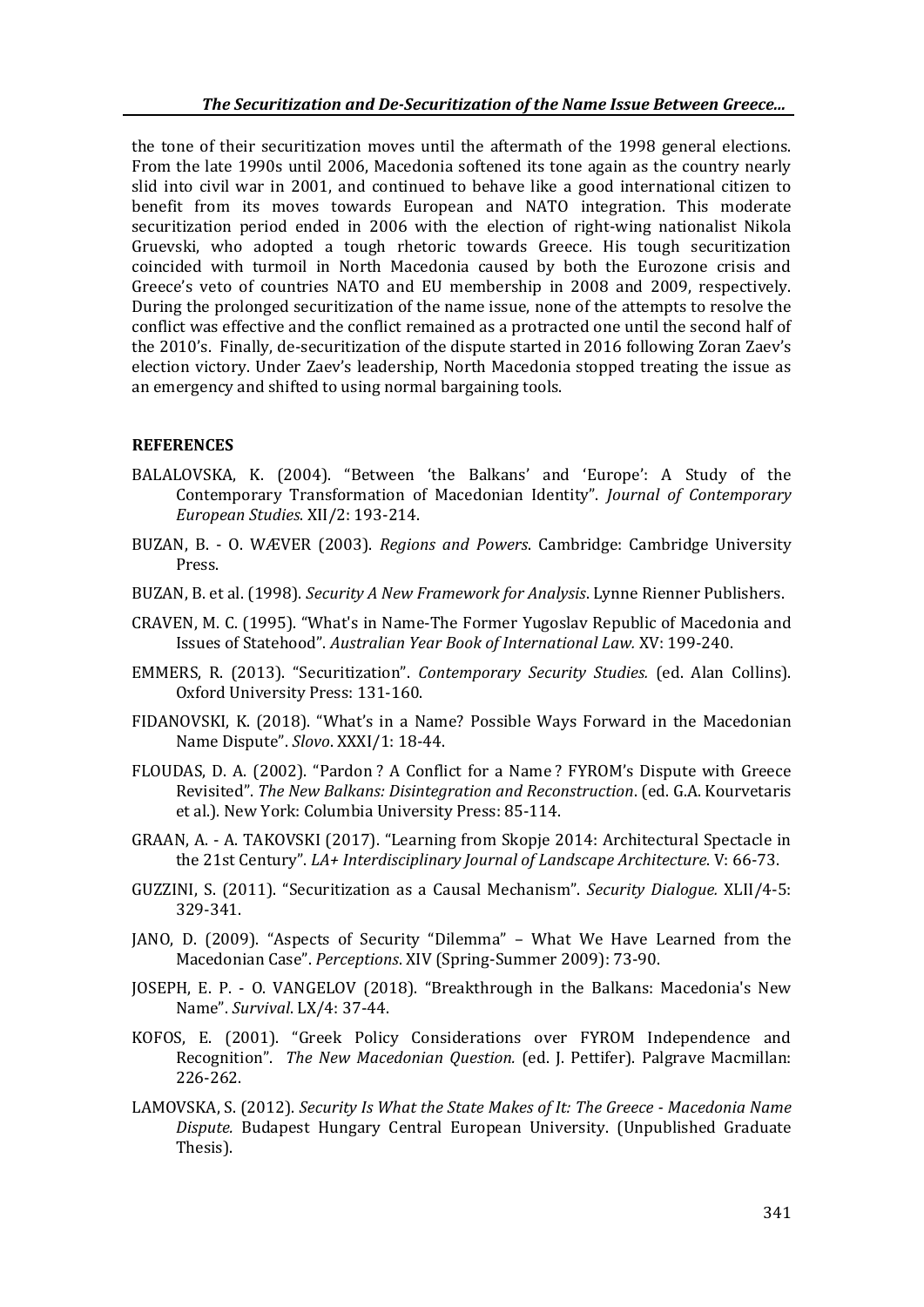the tone of their securitization moves until the aftermath of the 1998 general elections. From the late 1990s until 2006, Macedonia softened its tone again as the country nearly slid into civil war in 2001, and continued to behave like a good international citizen to benefit from its moves towards European and NATO integration. This moderate securitization period ended in 2006 with the election of right-wing nationalist Nikola Gruevski, who adopted a tough rhetoric towards Greece. His tough securitization coincided with turmoil in North Macedonia caused by both the Eurozone crisis and Greece's veto of countries NATO and EU membership in 2008 and 2009, respectively. During the prolonged securitization of the name issue, none of the attempts to resolve the conflict was effective and the conflict remained as a protracted one until the second half of the 2010's. Finally, de-securitization of the dispute started in 2016 following Zoran Zaev's election victory. Under Zaev's leadership, North Macedonia stopped treating the issue as an emergency and shifted to using normal bargaining tools.

## REFERENCES

BALALOVSKA, K. (2004). "Between 'the Balkans' and 'Europe': A Study of the Contemporary Transformation of Macedonian Identity". *Journal of Contemporary European Studies*. XII/2: 193-214.

BUZAN, B. - O. WÆVER (2003). *Regions and Powers*. Cambridge: Cambridge University Press.

BUZAN, B. et al. (1998). *Security A New Framework for Analysis*. Lynne Rienner Publishers.

CRAVEN, M. C. (1995). "What's in Name-The Former Yugoslav Republic of Macedonia and Issues of Statehood". *Australian Year Book of International Law.* XV: 199-240.

EMMERS, R. (2013). "Securitization". *Contemporary Security Studies.* (ed. Alan Collins). Oxford University Press: 131-160.

FIDANOVSKI, K. (2018). "What's in a Name? Possible Ways Forward in the Macedonian Name Dispute". *Slovo*. XXXI/1: 18-44.

FLOUDAS, D. A. (2002). "Pardon ? A Conflict for a Name ? FYROM's Dispute with Greece Revisited". *The New Balkans: Disintegration and Reconstruction*. (ed. G.A. Kourvetaris et al.). New York: Columbia University Press: 85-114.

GRAAN, A. - A. TAKOVSKI (2017). "Learning from Skopje 2014: Architectural Spectacle in the 21st Century". *LA+ Interdisciplinary Journal of Landscape Architecture*. V: 66-73.

GUZZINI, S. (2011). "Securitization as a Causal Mechanism". *Security Dialogue.* XLII/4-5: 329-341.

JANO, D. (2009). "Aspects of Security "Dilemma" – What We Have Learned from the Macedonian Case". *Perceptions*. XIV (Spring-Summer 2009): 73-90.

JOSEPH, E. P. - O. VANGELOV (2018). "Breakthrough in the Balkans: Macedonia's New Name". *Survival*. LX/4: 37-44.

KOFOS, E. (2001). "Greek Policy Considerations over FYROM Independence and Recognition". *The New Macedonian Question.* (ed. J. Pettifer). Palgrave Macmillan: 226-262.

LAMOVSKA, S. (2012). *Security Is What the State Makes of It: The Greece - Macedonia Name Dispute.* Budapest Hungary Central European University. (Unpublished Graduate Thesis).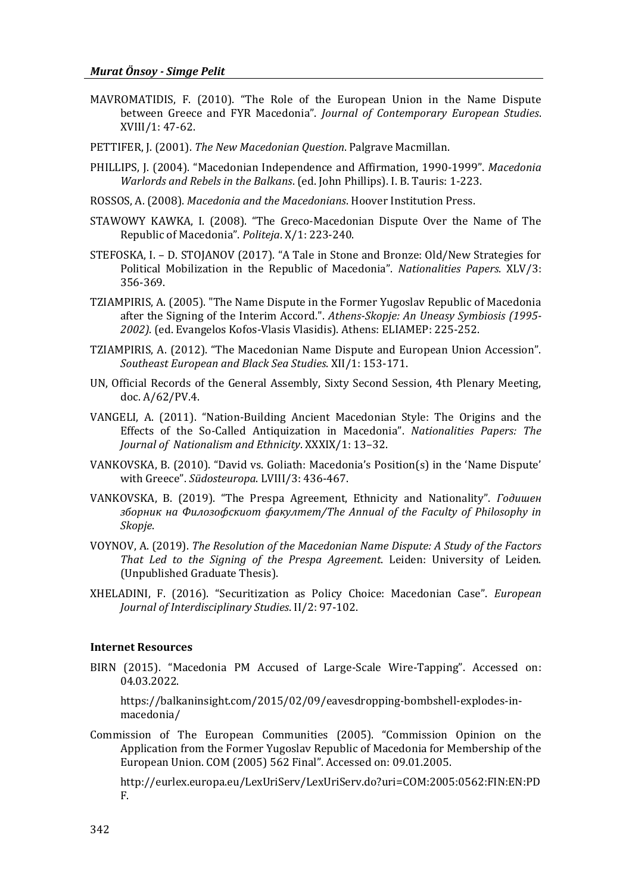MAVROMATIDIS, F. (2010). "The Role of the European Union in the Name Dispute between Greece and FYR Macedonia". *Journal of Contemporary European Studies*. XVIII/1: 47-62.

PETTIFER, J. (2001). *The New Macedonian Question*. Palgrave Macmillan.

PHILLIPS, J. (2004). "Macedonian Independence and Affirmation, 1990-1999". *Macedonia Warlords and Rebels in the Balkans*. (ed. John Phillips). I. B. Tauris: 1-223.

ROSSOS, A. (2008). *Macedonia and the Macedonians*. Hoover Institution Press.

STAWOWY KAWKA, I. (2008). "The Greco-Macedonian Dispute Over the Name of The Republic of Macedonia". *Politeja*. X/1: 223-240.

STEFOSKA, I. – D. STOJANOV (2017). "A Tale in Stone and Bronze: Old/New Strategies for Political Mobilization in the Republic of Macedonia". *Nationalities Papers*. XLV/3: 356-369.

TZIAMPIRIS, A. (2005). "The Name Dispute in the Former Yugoslav Republic of Macedonia after the Signing of the Interim Accord.". *Athens-Skopje: An Uneasy Symbiosis (1995-2002)*. (ed. Evangelos Kofos-Vlasis Vlasidis). Athens: ELIAMEP: 225-252.

TZIAMPIRIS, A. (2012). "The Macedonian Name Dispute and European Union Accession". *Southeast European and Black Sea Studies*. XII/1: 153-171.

UN, Official Records of the General Assembly, Sixty Second Session, 4th Plenary Meeting, doc. A/62/PV.4.

VANGELI, A. (2011). "Nation-Building Ancient Macedonian Style: The Origins and the Effects of the So-Called Antiquization in Macedonia". *Nationalities Papers: The Journal of Nationalism and Ethnicity*. XXXIX/1: 13–32.

VANKOVSKA, B. (2010). "David vs. Goliath: Macedonia's Position(s) in the 'Name Dispute' with Greece". *Südosteuropa*. LVIII/3: 436-467.

VANKOVSKA, B. (2019). "The Prespa Agreement, Ethnicity and Nationality". *Годишен зборник на Филозофскиот факултет/The Annual of the Faculty of Philosophy in Skopje*.

VOYNOV, A. (2019). *The Resolution of the Macedonian Name Dispute: A Study of the Factors That Led to the Signing of the Prespa Agreement*. Leiden: University of Leiden. (Unpublished Graduate Thesis).

XHELADINI, F. (2016). "Securitization as Policy Choice: Macedonian Case". *European Journal of Interdisciplinary Studies*. II/2: 97-102.

**Internet Resources**

BIRN (2015). "Macedonia PM Accused of Large-Scale Wire-Tapping". Accessed on: 04.03.2022.

https://balkaninsight.com/2015/02/09/eavesdropping-bombshell-explodes-in-macedonia/

Commission of The European Communities (2005). "Commission Opinion on the Application from the Former Yugoslav Republic of Macedonia for Membership of the European Union. COM (2005) 562 Final". Accessed on: 09.01.2005.

http://eurlex.europa.eu/LexUriServ/LexUriServ.do?uri=COM:2005:0562:FIN:EN:PDF.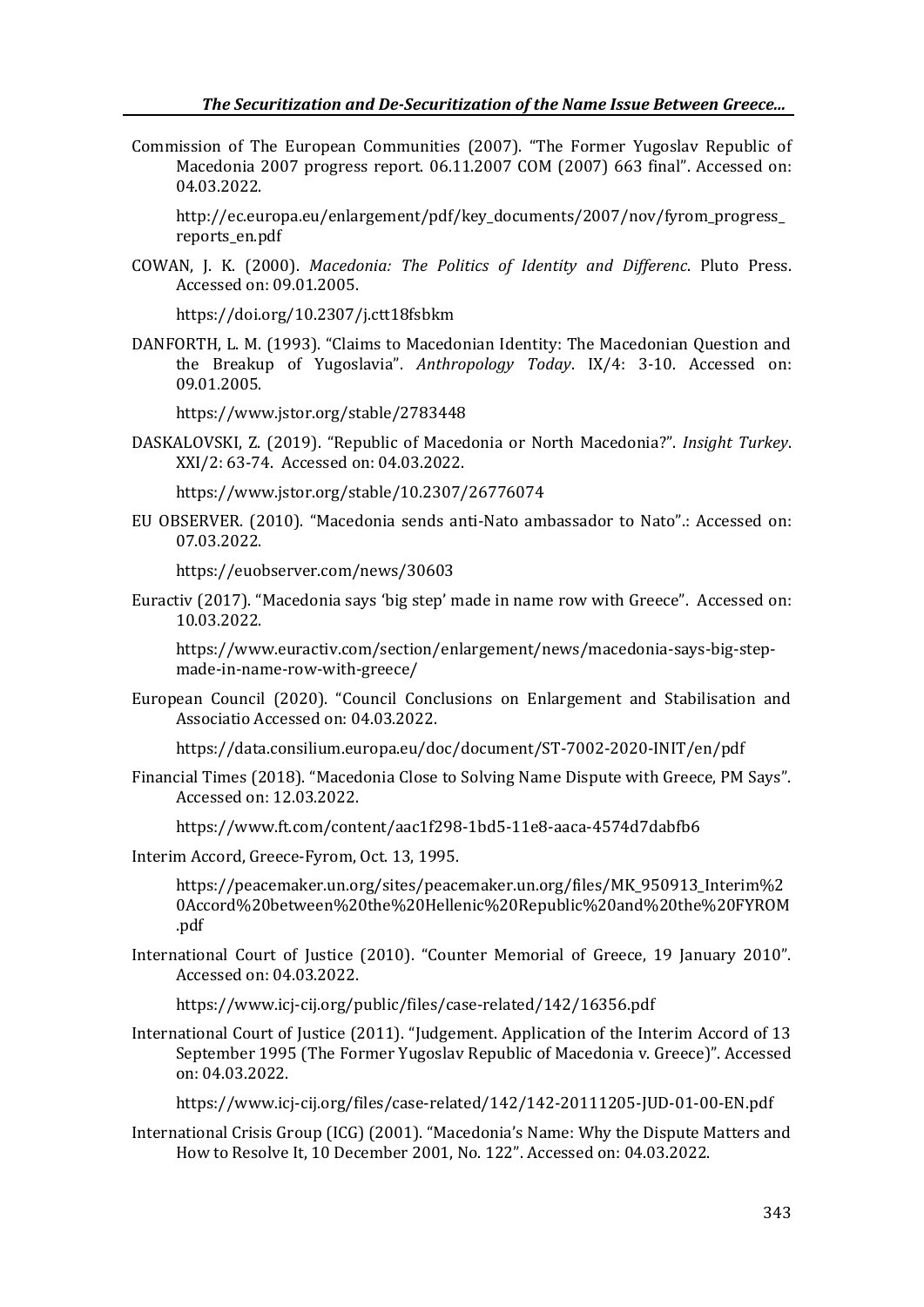Commission of The European Communities (2007). "The Former Yugoslav Republic of Macedonia 2007 progress report. 06.11.2007 COM (2007) 663 final". Accessed on: 04.03.2022.

http://ec.europa.eu/enlargement/pdf/key_documents/2007/nov/fyrom_progress_reports_en.pdf

COWAN, J. K. (2000). *Macedonia: The Politics of Identity and Differenc*. Pluto Press. Accessed on: 09.01.2005.

https://doi.org/10.2307/j.ctt18fsbkm

DANFORTH, L. M. (1993). "Claims to Macedonian Identity: The Macedonian Question and the Breakup of Yugoslavia". *Anthropology Today*. IX/4: 3-10. Accessed on: 09.01.2005.

https://www.jstor.org/stable/2783448

DASKALOVSKI, Z. (2019). "Republic of Macedonia or North Macedonia?". *Insight Turkey*. XXI/2: 63-74. Accessed on: 04.03.2022.

https://www.jstor.org/stable/10.2307/26776074

EU OBSERVER. (2010). "Macedonia sends anti-Nato ambassador to Nato".: Accessed on: 07.03.2022.

https://euobserver.com/news/30603

Euractiv (2017). "Macedonia says 'big step' made in name row with Greece". Accessed on: 10.03.2022.

https://www.euractiv.com/section/enlargement/news/macedonia-says-big-step-made-in-name-row-with-greece/

European Council (2020). "Council Conclusions on Enlargement and Stabilisation and Associatio Accessed on: 04.03.2022.

https://data.consilium.europa.eu/doc/document/ST-7002-2020-INIT/en/pdf

Financial Times (2018). "Macedonia Close to Solving Name Dispute with Greece, PM Says". Accessed on: 12.03.2022.

https://www.ft.com/content/aac1f298-1bd5-11e8-aaca-4574d7dabfb6

Interim Accord, Greece-Fyrom, Oct. 13, 1995.

https://peacemaker.un.org/sites/peacemaker.un.org/files/MK_950913_Interim%20Accord%20between%20the%20Hellenic%20Republic%20and%20the%20FYROM.pdf

International Court of Justice (2010). "Counter Memorial of Greece, 19 January 2010". Accessed on: 04.03.2022.

https://www.icj-cij.org/public/files/case-related/142/16356.pdf

International Court of Justice (2011). "Judgement. Application of the Interim Accord of 13 September 1995 (The Former Yugoslav Republic of Macedonia v. Greece)". Accessed on: 04.03.2022.

https://www.icj-cij.org/files/case-related/142/142-20111205-JUD-01-00-EN.pdf

International Crisis Group (ICG) (2001). "Macedonia's Name: Why the Dispute Matters and How to Resolve It, 10 December 2001, No. 122". Accessed on: 04.03.2022.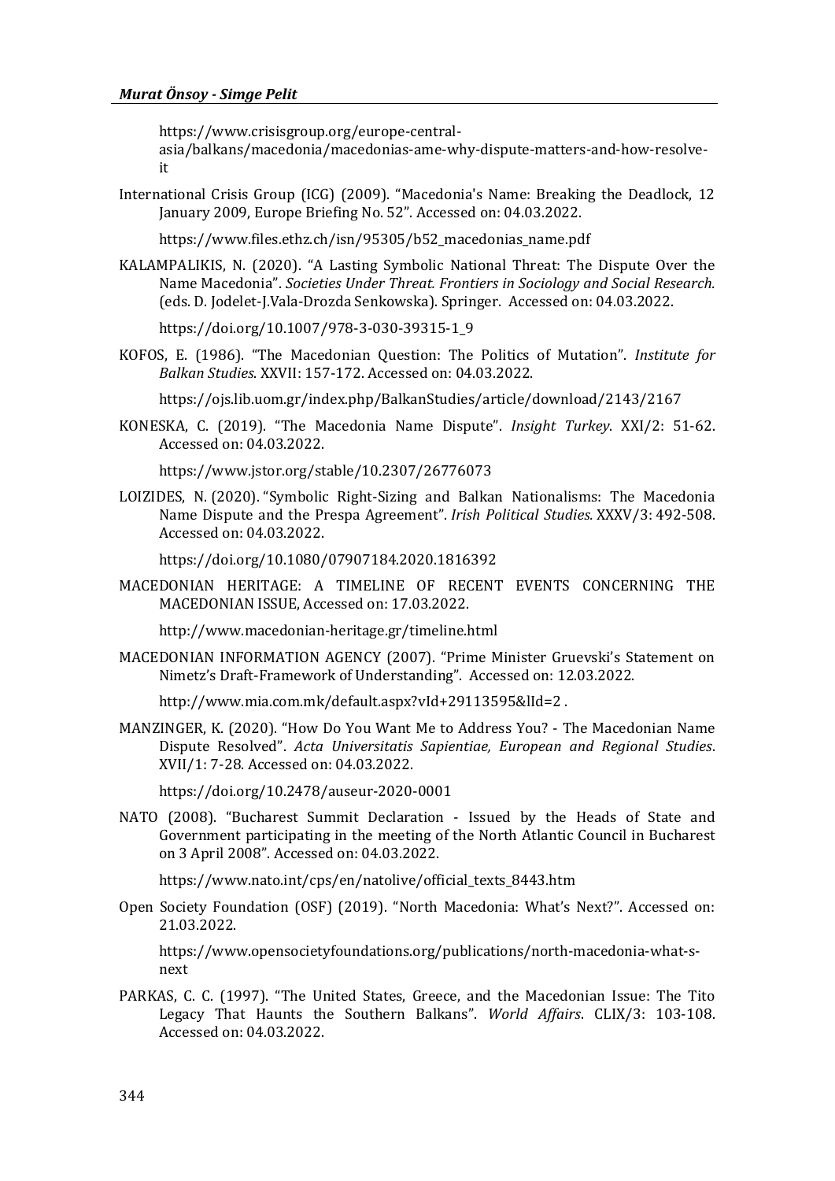https://www.crisisgroup.org/europe-central-asia/balkans/macedonia/macedonias-ame-why-dispute-matters-and-how-resolve-it

International Crisis Group (ICG) (2009). "Macedonia's Name: Breaking the Deadlock, 12 January 2009, Europe Briefing No. 52". Accessed on: 04.03.2022.

https://www.files.ethz.ch/isn/95305/b52_macedonias_name.pdf

KALAMPALIKIS, N. (2020). "A Lasting Symbolic National Threat: The Dispute Over the Name Macedonia". *Societies Under Threat. Frontiers in Sociology and Social Research.* (eds. D. Jodelet-J.Vala-Drozda Senkowska). Springer. Accessed on: 04.03.2022.

https://doi.org/10.1007/978-3-030-39315-1_9

KOFOS, E. (1986). "The Macedonian Question: The Politics of Mutation". *Institute for Balkan Studies*. XXVII: 157-172. Accessed on: 04.03.2022.

https://ojs.lib.uom.gr/index.php/BalkanStudies/article/download/2143/2167

KONESKA, C. (2019). "The Macedonia Name Dispute". *Insight Turkey*. XXI/2: 51-62. Accessed on: 04.03.2022.

https://www.jstor.org/stable/10.2307/26776073

LOIZIDES, N. (2020). "Symbolic Right-Sizing and Balkan Nationalisms: The Macedonia Name Dispute and the Prespa Agreement". *Irish Political Studies.* XXXV/3: 492-508. Accessed on: 04.03.2022.

https://doi.org/10.1080/07907184.2020.1816392

MACEDONIAN HERITAGE: A TIMELINE OF RECENT EVENTS CONCERNING THE MACEDONIAN ISSUE, Accessed on: 17.03.2022.

http://www.macedonian-heritage.gr/timeline.html

MACEDONIAN INFORMATION AGENCY (2007). "Prime Minister Gruevski's Statement on Nimetz's Draft-Framework of Understanding". Accessed on: 12.03.2022.

http://www.mia.com.mk/default.aspx?vId+29113595&lId=2 .

MANZINGER, K. (2020). "How Do You Want Me to Address You? - The Macedonian Name Dispute Resolved". *Acta Universitatis Sapientiae, European and Regional Studies*. XVII/1: 7-28. Accessed on: 04.03.2022.

https://doi.org/10.2478/auseur-2020-0001

NATO (2008). "Bucharest Summit Declaration - Issued by the Heads of State and Government participating in the meeting of the North Atlantic Council in Bucharest on 3 April 2008". Accessed on: 04.03.2022.

https://www.nato.int/cps/en/natolive/official_texts_8443.htm

Open Society Foundation (OSF) (2019). "North Macedonia: What's Next?". Accessed on: 21.03.2022.

https://www.opensocietyfoundations.org/publications/north-macedonia-what-s-next

PARKAS, C. C. (1997). "The United States, Greece, and the Macedonian Issue: The Tito Legacy That Haunts the Southern Balkans". *World Affairs*. CLIX/3: 103-108. Accessed on: 04.03.2022.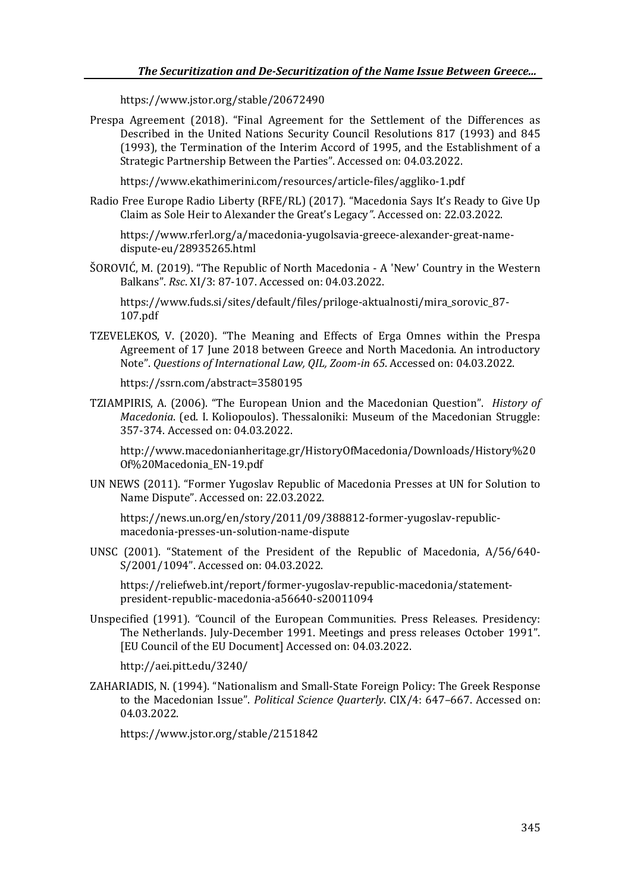https://www.jstor.org/stable/20672490

Prespa Agreement (2018). "Final Agreement for the Settlement of the Differences as Described in the United Nations Security Council Resolutions 817 (1993) and 845 (1993), the Termination of the Interim Accord of 1995, and the Establishment of a Strategic Partnership Between the Parties". Accessed on: 04.03.2022.

https://www.ekathimerini.com/resources/article-files/aggliko-1.pdf

Radio Free Europe Radio Liberty (RFE/RL) (2017). "Macedonia Says It's Ready to Give Up Claim as Sole Heir to Alexander the Great's Legacy". Accessed on: 22.03.2022.

https://www.rferl.org/a/macedonia-yugolsavia-greece-alexander-great-name-dispute-eu/28935265.html

ŠOROVIĆ, M. (2019). "The Republic of North Macedonia - A 'New' Country in the Western Balkans". *Rsc*. XI/3: 87-107. Accessed on: 04.03.2022.

https://www.fuds.si/sites/default/files/priloge-aktualnosti/mira_sorovic_87-107.pdf

TZEVELEKOS, V. (2020). "The Meaning and Effects of Erga Omnes within the Prespa Agreement of 17 June 2018 between Greece and North Macedonia. An introductory Note". *Questions of International Law, QIL, Zoom-in 65*. Accessed on: 04.03.2022.

https://ssrn.com/abstract=3580195

TZIAMPIRIS, A. (2006). "The European Union and the Macedonian Question". *History of Macedonia*. (ed. I. Koliopoulos). Thessaloniki: Museum of the Macedonian Struggle: 357-374. Accessed on: 04.03.2022.

http://www.macedonianheritage.gr/HistoryOfMacedonia/Downloads/History%20Of%20Macedonia_EN-19.pdf

UN NEWS (2011). "Former Yugoslav Republic of Macedonia Presses at UN for Solution to Name Dispute". Accessed on: 22.03.2022.

https://news.un.org/en/story/2011/09/388812-former-yugoslav-republic-macedonia-presses-un-solution-name-dispute

UNSC (2001). "Statement of the President of the Republic of Macedonia, A/56/640-S/2001/1094". Accessed on: 04.03.2022.

https://reliefweb.int/report/former-yugoslav-republic-macedonia/statement-president-republic-macedonia-a56640-s20011094

Unspecified (1991). "Council of the European Communities. Press Releases. Presidency: The Netherlands. July-December 1991. Meetings and press releases October 1991". [EU Council of the EU Document] Accessed on: 04.03.2022.

http://aei.pitt.edu/3240/

ZAHARIADIS, N. (1994). "Nationalism and Small-State Foreign Policy: The Greek Response to the Macedonian Issue". *Political Science Quarterly*. CIX/4: 647–667. Accessed on: 04.03.2022.

https://www.jstor.org/stable/2151842